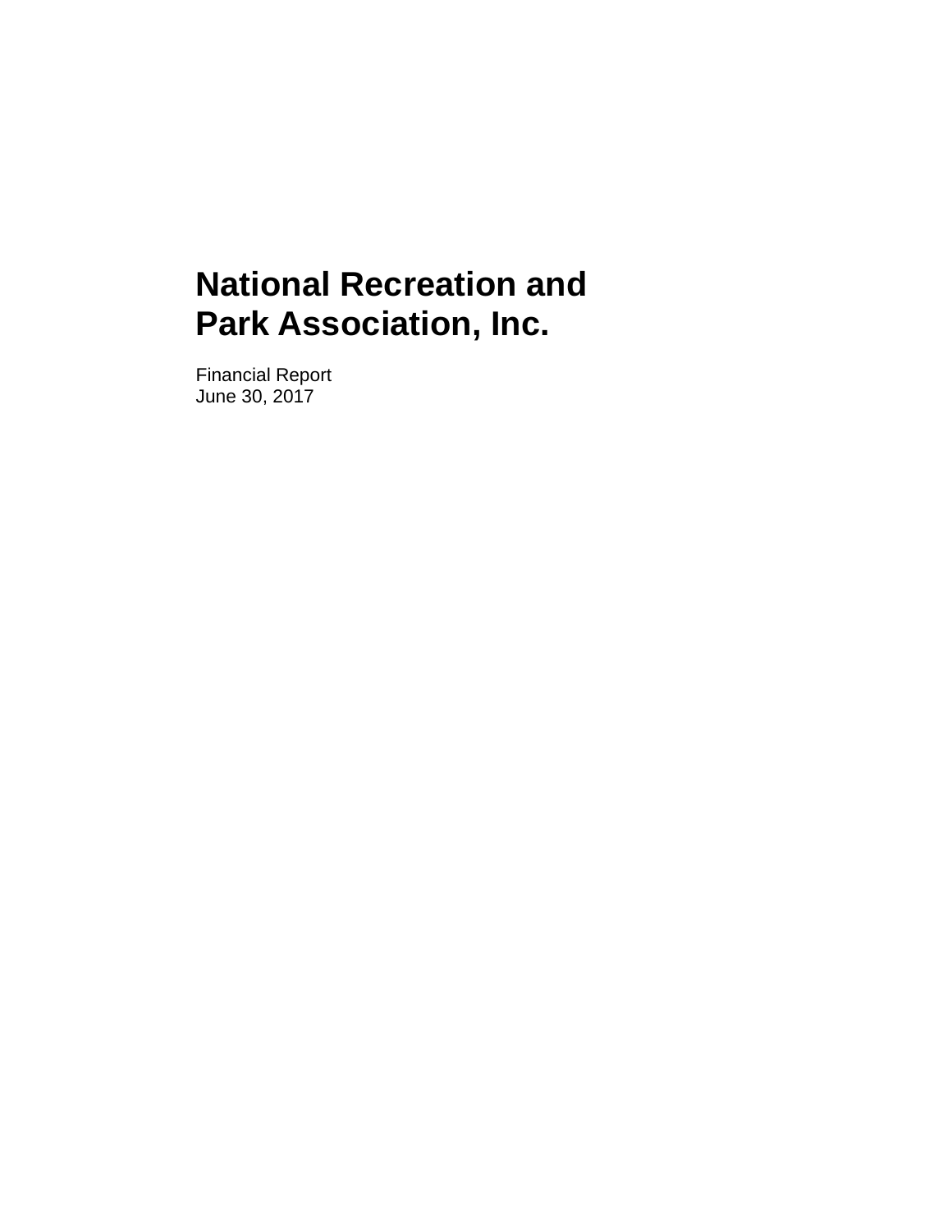# National Recreation and Park Association, Inc.

Financial Report
June 30, 2017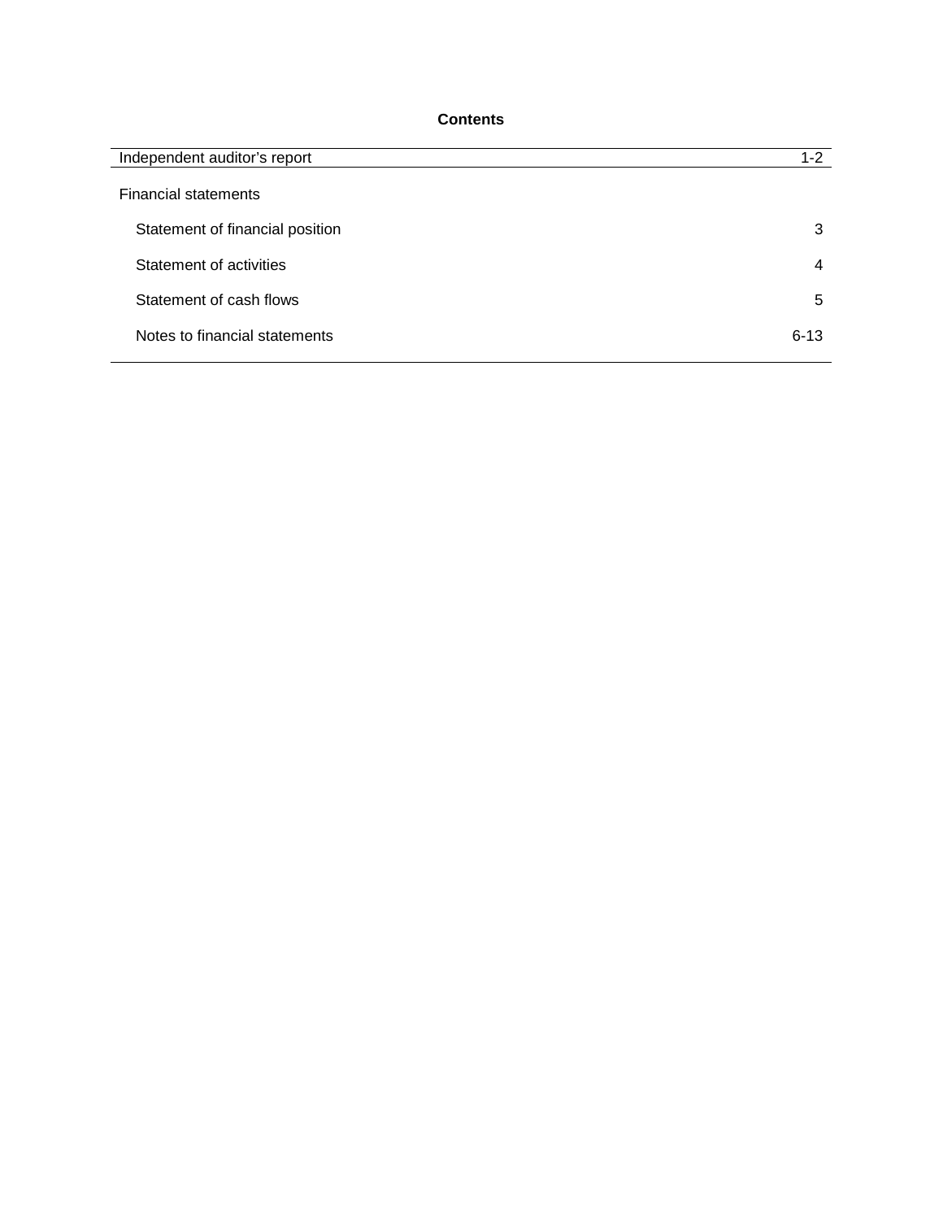# Contents

| | |
|---|---|
| Independent auditor's report | 1-2 |
| Financial statements | |
| Statement of financial position | 3 |
| Statement of activities | 4 |
| Statement of cash flows | 5 |
| Notes to financial statements | 6-13 |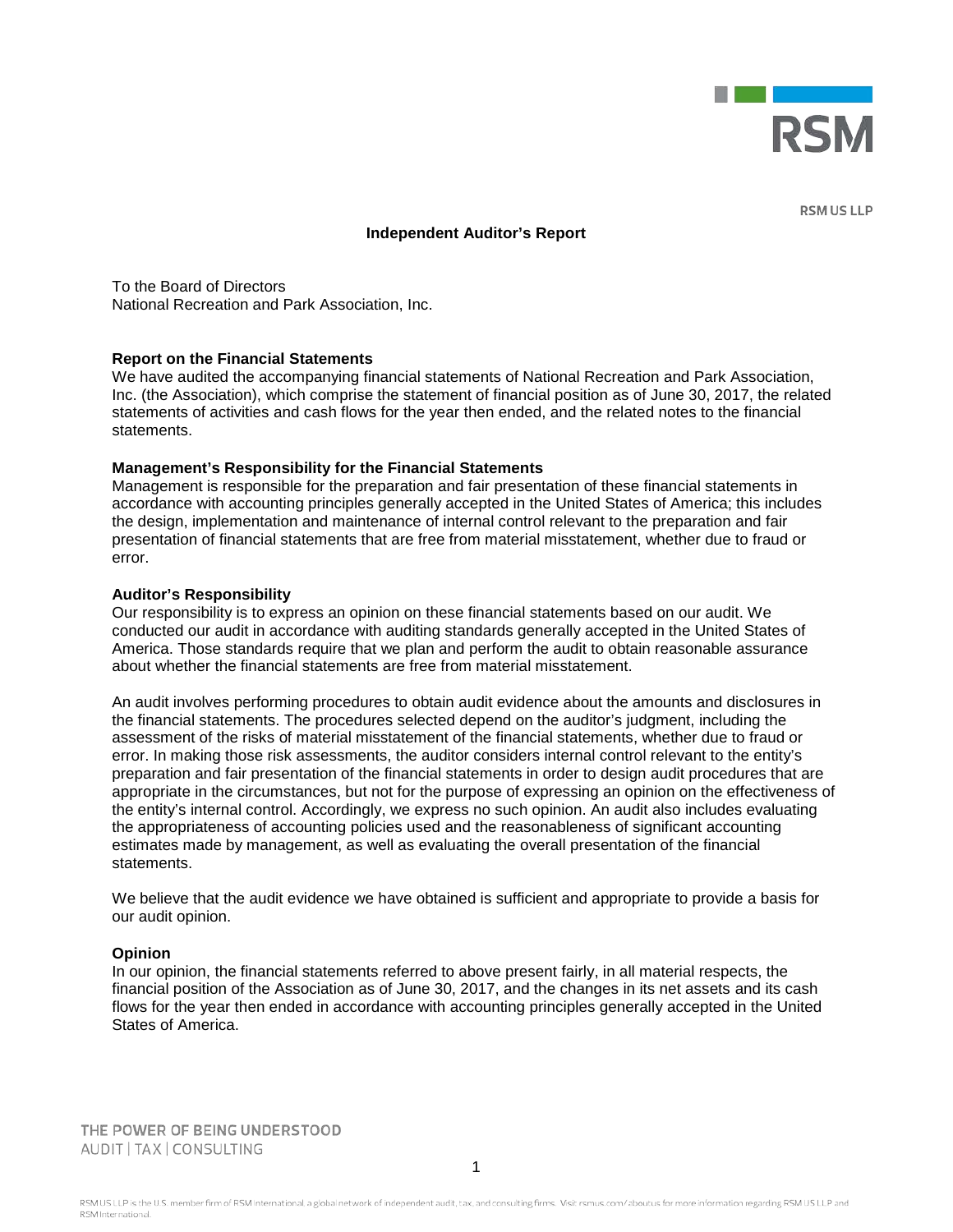RSM

RSM US LLP

## Independent Auditor's Report

To the Board of Directors
National Recreation and Park Association, Inc.

**Report on the Financial Statements**

We have audited the accompanying financial statements of National Recreation and Park Association, Inc. (the Association), which comprise the statement of financial position as of June 30, 2017, the related statements of activities and cash flows for the year then ended, and the related notes to the financial statements.

**Management's Responsibility for the Financial Statements**

Management is responsible for the preparation and fair presentation of these financial statements in accordance with accounting principles generally accepted in the United States of America; this includes the design, implementation and maintenance of internal control relevant to the preparation and fair presentation of financial statements that are free from material misstatement, whether due to fraud or error.

**Auditor's Responsibility**

Our responsibility is to express an opinion on these financial statements based on our audit. We conducted our audit in accordance with auditing standards generally accepted in the United States of America. Those standards require that we plan and perform the audit to obtain reasonable assurance about whether the financial statements are free from material misstatement.

An audit involves performing procedures to obtain audit evidence about the amounts and disclosures in the financial statements. The procedures selected depend on the auditor's judgment, including the assessment of the risks of material misstatement of the financial statements, whether due to fraud or error. In making those risk assessments, the auditor considers internal control relevant to the entity's preparation and fair presentation of the financial statements in order to design audit procedures that are appropriate in the circumstances, but not for the purpose of expressing an opinion on the effectiveness of the entity's internal control. Accordingly, we express no such opinion. An audit also includes evaluating the appropriateness of accounting policies used and the reasonableness of significant accounting estimates made by management, as well as evaluating the overall presentation of the financial statements.

We believe that the audit evidence we have obtained is sufficient and appropriate to provide a basis for our audit opinion.

**Opinion**

In our opinion, the financial statements referred to above present fairly, in all material respects, the financial position of the Association as of June 30, 2017, and the changes in its net assets and its cash flows for the year then ended in accordance with accounting principles generally accepted in the United States of America.

THE POWER OF BEING UNDERSTOOD
AUDIT | TAX | CONSULTING

RSM US LLP is the U.S. member firm of RSM International, a global network of independent audit, tax, and consulting firms. Visit rsmus.com/aboutus for more information regarding RSM US LLP and RSM International.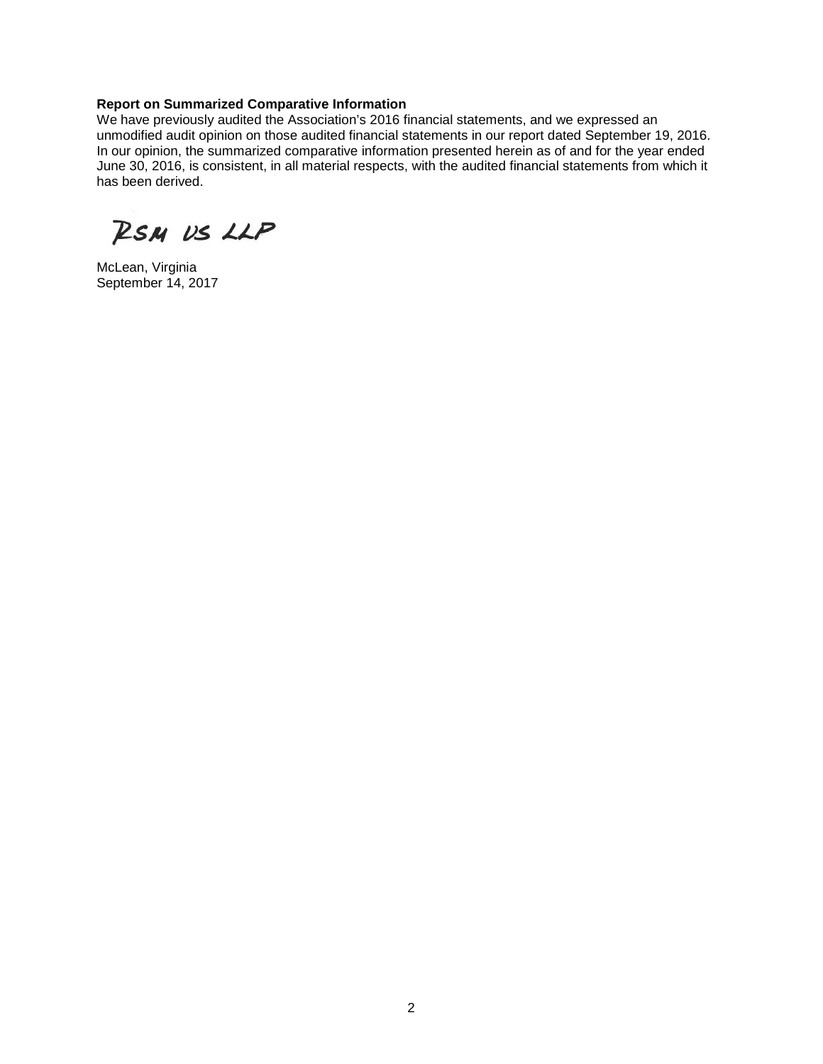**Report on Summarized Comparative Information**

We have previously audited the Association's 2016 financial statements, and we expressed an unmodified audit opinion on those audited financial statements in our report dated September 19, 2016. In our opinion, the summarized comparative information presented herein as of and for the year ended June 30, 2016, is consistent, in all material respects, with the audited financial statements from which it has been derived.

RSM US LLP

McLean, Virginia
September 14, 2017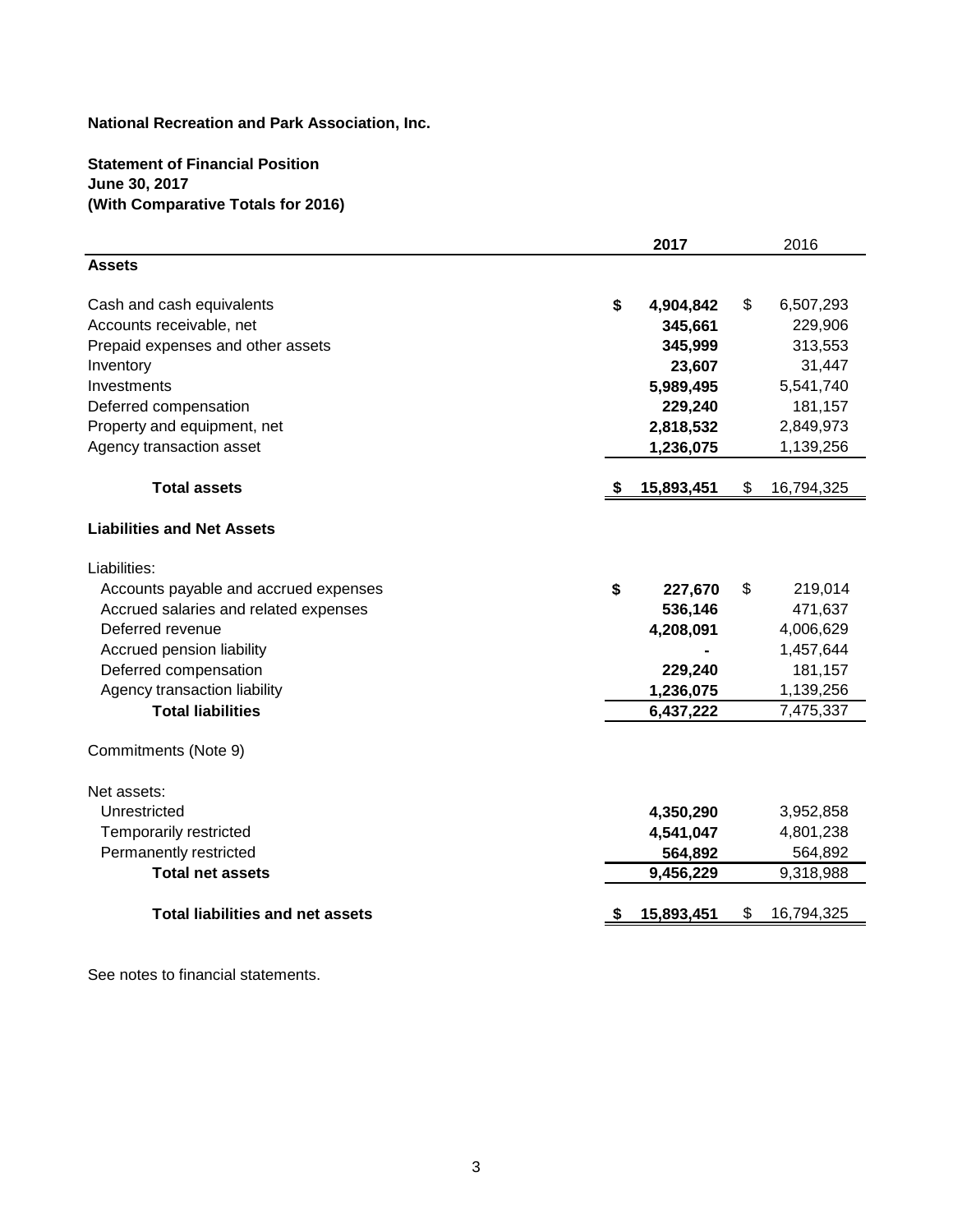**National Recreation and Park Association, Inc.**

**Statement of Financial Position**
**June 30, 2017**
**(With Comparative Totals for 2016)**

| | **2017** | 2016 |
|---|---|---|
| **Assets** | | |
| Cash and cash equivalents | **$ 4,904,842** | $ 6,507,293 |
| Accounts receivable, net | **345,661** | 229,906 |
| Prepaid expenses and other assets | **345,999** | 313,553 |
| Inventory | **23,607** | 31,447 |
| Investments | **5,989,495** | 5,541,740 |
| Deferred compensation | **229,240** | 181,157 |
| Property and equipment, net | **2,818,532** | 2,849,973 |
| Agency transaction asset | **1,236,075** | 1,139,256 |
| **Total assets** | **$ 15,893,451** | $ 16,794,325 |
| **Liabilities and Net Assets** | | |
| Liabilities: | | |
| Accounts payable and accrued expenses | **$ 227,670** | $ 219,014 |
| Accrued salaries and related expenses | **536,146** | 471,637 |
| Deferred revenue | **4,208,091** | 4,006,629 |
| Accrued pension liability | **-** | 1,457,644 |
| Deferred compensation | **229,240** | 181,157 |
| Agency transaction liability | **1,236,075** | 1,139,256 |
| **Total liabilities** | **6,437,222** | 7,475,337 |
| Commitments (Note 9) | | |
| Net assets: | | |
| Unrestricted | **4,350,290** | 3,952,858 |
| Temporarily restricted | **4,541,047** | 4,801,238 |
| Permanently restricted | **564,892** | 564,892 |
| **Total net assets** | **9,456,229** | 9,318,988 |
| **Total liabilities and net assets** | **$ 15,893,451** | $ 16,794,325 |

See notes to financial statements.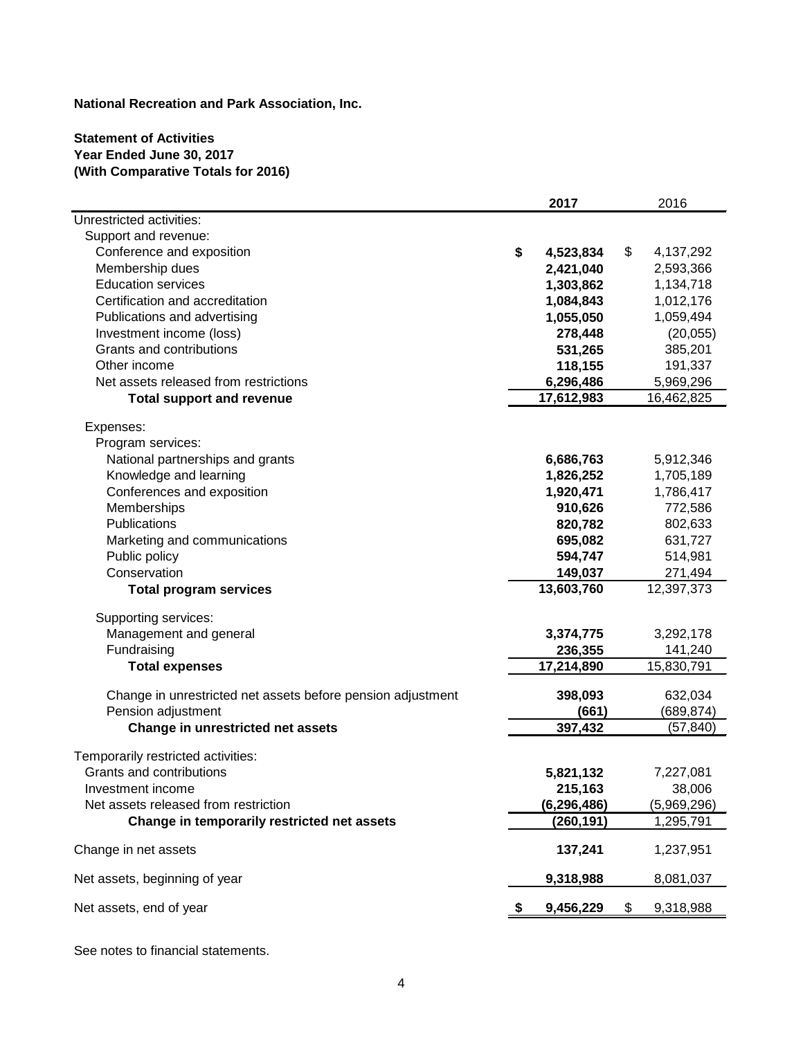**National Recreation and Park Association, Inc.**

**Statement of Activities**
**Year Ended June 30, 2017**
**(With Comparative Totals for 2016)**

| | **2017** | 2016 |
|---|---|---|
| Unrestricted activities: | | |
| Support and revenue: | | |
| Conference and exposition | **$ 4,523,834** | $ 4,137,292 |
| Membership dues | **2,421,040** | 2,593,366 |
| Education services | **1,303,862** | 1,134,718 |
| Certification and accreditation | **1,084,843** | 1,012,176 |
| Publications and advertising | **1,055,050** | 1,059,494 |
| Investment income (loss) | **278,448** | (20,055) |
| Grants and contributions | **531,265** | 385,201 |
| Other income | **118,155** | 191,337 |
| Net assets released from restrictions | **6,296,486** | 5,969,296 |
| **Total support and revenue** | **17,612,983** | 16,462,825 |
| Expenses: | | |
| Program services: | | |
| National partnerships and grants | **6,686,763** | 5,912,346 |
| Knowledge and learning | **1,826,252** | 1,705,189 |
| Conferences and exposition | **1,920,471** | 1,786,417 |
| Memberships | **910,626** | 772,586 |
| Publications | **820,782** | 802,633 |
| Marketing and communications | **695,082** | 631,727 |
| Public policy | **594,747** | 514,981 |
| Conservation | **149,037** | 271,494 |
| **Total program services** | **13,603,760** | 12,397,373 |
| Supporting services: | | |
| Management and general | **3,374,775** | 3,292,178 |
| Fundraising | **236,355** | 141,240 |
| **Total expenses** | **17,214,890** | 15,830,791 |
| Change in unrestricted net assets before pension adjustment | **398,093** | 632,034 |
| Pension adjustment | **(661)** | (689,874) |
| **Change in unrestricted net assets** | **397,432** | (57,840) |
| Temporarily restricted activities: | | |
| Grants and contributions | **5,821,132** | 7,227,081 |
| Investment income | **215,163** | 38,006 |
| Net assets released from restriction | **(6,296,486)** | (5,969,296) |
| **Change in temporarily restricted net assets** | **(260,191)** | 1,295,791 |
| Change in net assets | **137,241** | 1,237,951 |
| Net assets, beginning of year | **9,318,988** | 8,081,037 |
| Net assets, end of year | **$ 9,456,229** | $ 9,318,988 |

See notes to financial statements.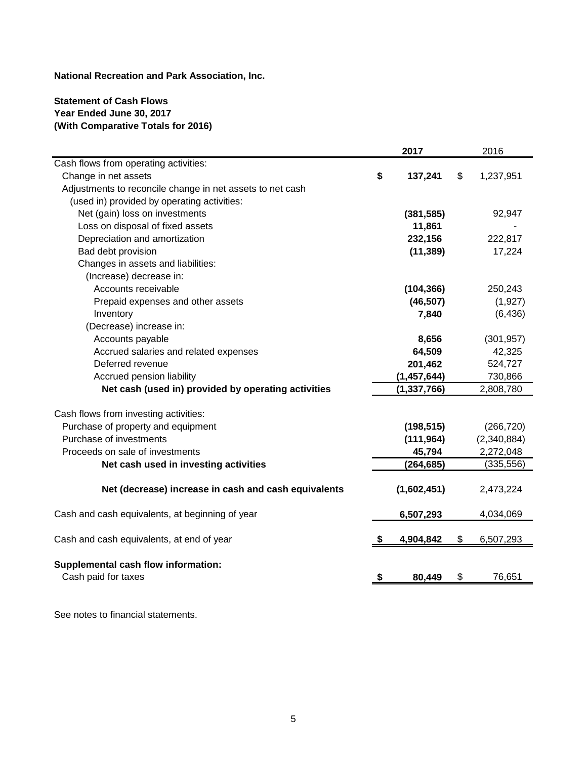**National Recreation and Park Association, Inc.**

**Statement of Cash Flows**
**Year Ended June 30, 2017**
**(With Comparative Totals for 2016)**

| | **2017** | 2016 |
|---|---|---|
| Cash flows from operating activities: | | |
| Change in net assets | **$ 137,241** | $ 1,237,951 |
| Adjustments to reconcile change in net assets to net cash (used in) provided by operating activities: | | |
| Net (gain) loss on investments | **(381,585)** | 92,947 |
| Loss on disposal of fixed assets | **11,861** | - |
| Depreciation and amortization | **232,156** | 222,817 |
| Bad debt provision | **(11,389)** | 17,224 |
| Changes in assets and liabilities: | | |
| (Increase) decrease in: | | |
| Accounts receivable | **(104,366)** | 250,243 |
| Prepaid expenses and other assets | **(46,507)** | (1,927) |
| Inventory | **7,840** | (6,436) |
| (Decrease) increase in: | | |
| Accounts payable | **8,656** | (301,957) |
| Accrued salaries and related expenses | **64,509** | 42,325 |
| Deferred revenue | **201,462** | 524,727 |
| Accrued pension liability | **(1,457,644)** | 730,866 |
| **Net cash (used in) provided by operating activities** | **(1,337,766)** | 2,808,780 |
| Cash flows from investing activities: | | |
| Purchase of property and equipment | **(198,515)** | (266,720) |
| Purchase of investments | **(111,964)** | (2,340,884) |
| Proceeds on sale of investments | **45,794** | 2,272,048 |
| **Net cash used in investing activities** | **(264,685)** | (335,556) |
| **Net (decrease) increase in cash and cash equivalents** | **(1,602,451)** | 2,473,224 |
| Cash and cash equivalents, at beginning of year | **6,507,293** | 4,034,069 |
| Cash and cash equivalents, at end of year | **$ 4,904,842** | $ 6,507,293 |
| **Supplemental cash flow information:** | | |
| Cash paid for taxes | **$ 80,449** | $ 76,651 |

See notes to financial statements.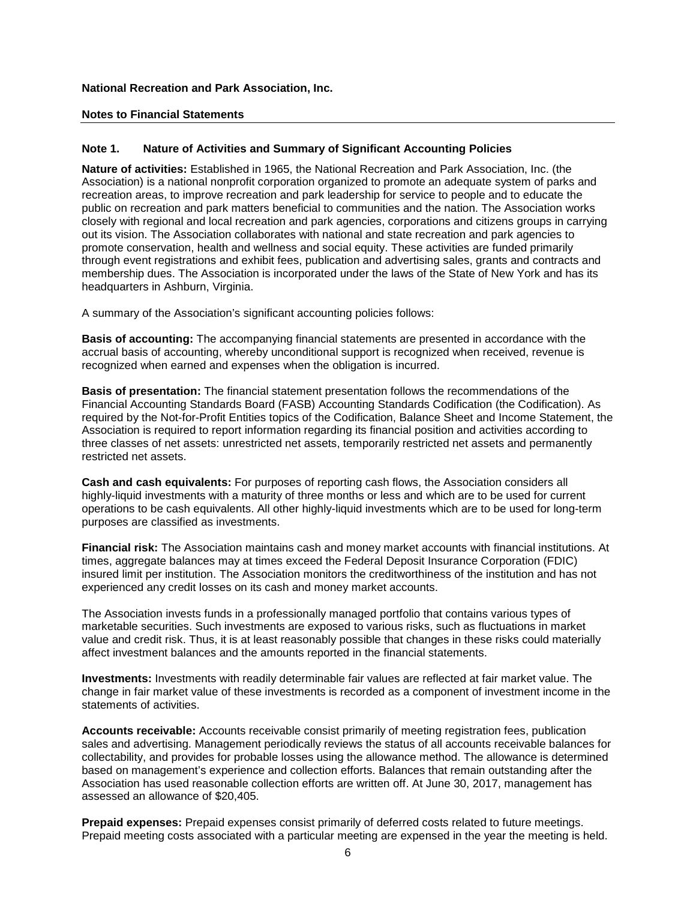**National Recreation and Park Association, Inc.**

**Notes to Financial Statements**

## Note 1. Nature of Activities and Summary of Significant Accounting Policies

**Nature of activities:** Established in 1965, the National Recreation and Park Association, Inc. (the Association) is a national nonprofit corporation organized to promote an adequate system of parks and recreation areas, to improve recreation and park leadership for service to people and to educate the public on recreation and park matters beneficial to communities and the nation. The Association works closely with regional and local recreation and park agencies, corporations and citizens groups in carrying out its vision. The Association collaborates with national and state recreation and park agencies to promote conservation, health and wellness and social equity. These activities are funded primarily through event registrations and exhibit fees, publication and advertising sales, grants and contracts and membership dues. The Association is incorporated under the laws of the State of New York and has its headquarters in Ashburn, Virginia.

A summary of the Association's significant accounting policies follows:

**Basis of accounting:** The accompanying financial statements are presented in accordance with the accrual basis of accounting, whereby unconditional support is recognized when received, revenue is recognized when earned and expenses when the obligation is incurred.

**Basis of presentation:** The financial statement presentation follows the recommendations of the Financial Accounting Standards Board (FASB) Accounting Standards Codification (the Codification). As required by the Not-for-Profit Entities topics of the Codification, Balance Sheet and Income Statement, the Association is required to report information regarding its financial position and activities according to three classes of net assets: unrestricted net assets, temporarily restricted net assets and permanently restricted net assets.

**Cash and cash equivalents:** For purposes of reporting cash flows, the Association considers all highly-liquid investments with a maturity of three months or less and which are to be used for current operations to be cash equivalents. All other highly-liquid investments which are to be used for long-term purposes are classified as investments.

**Financial risk:** The Association maintains cash and money market accounts with financial institutions. At times, aggregate balances may at times exceed the Federal Deposit Insurance Corporation (FDIC) insured limit per institution. The Association monitors the creditworthiness of the institution and has not experienced any credit losses on its cash and money market accounts.

The Association invests funds in a professionally managed portfolio that contains various types of marketable securities. Such investments are exposed to various risks, such as fluctuations in market value and credit risk. Thus, it is at least reasonably possible that changes in these risks could materially affect investment balances and the amounts reported in the financial statements.

**Investments:** Investments with readily determinable fair values are reflected at fair market value. The change in fair market value of these investments is recorded as a component of investment income in the statements of activities.

**Accounts receivable:** Accounts receivable consist primarily of meeting registration fees, publication sales and advertising. Management periodically reviews the status of all accounts receivable balances for collectability, and provides for probable losses using the allowance method. The allowance is determined based on management's experience and collection efforts. Balances that remain outstanding after the Association has used reasonable collection efforts are written off. At June 30, 2017, management has assessed an allowance of $20,405.

**Prepaid expenses:** Prepaid expenses consist primarily of deferred costs related to future meetings. Prepaid meeting costs associated with a particular meeting are expensed in the year the meeting is held.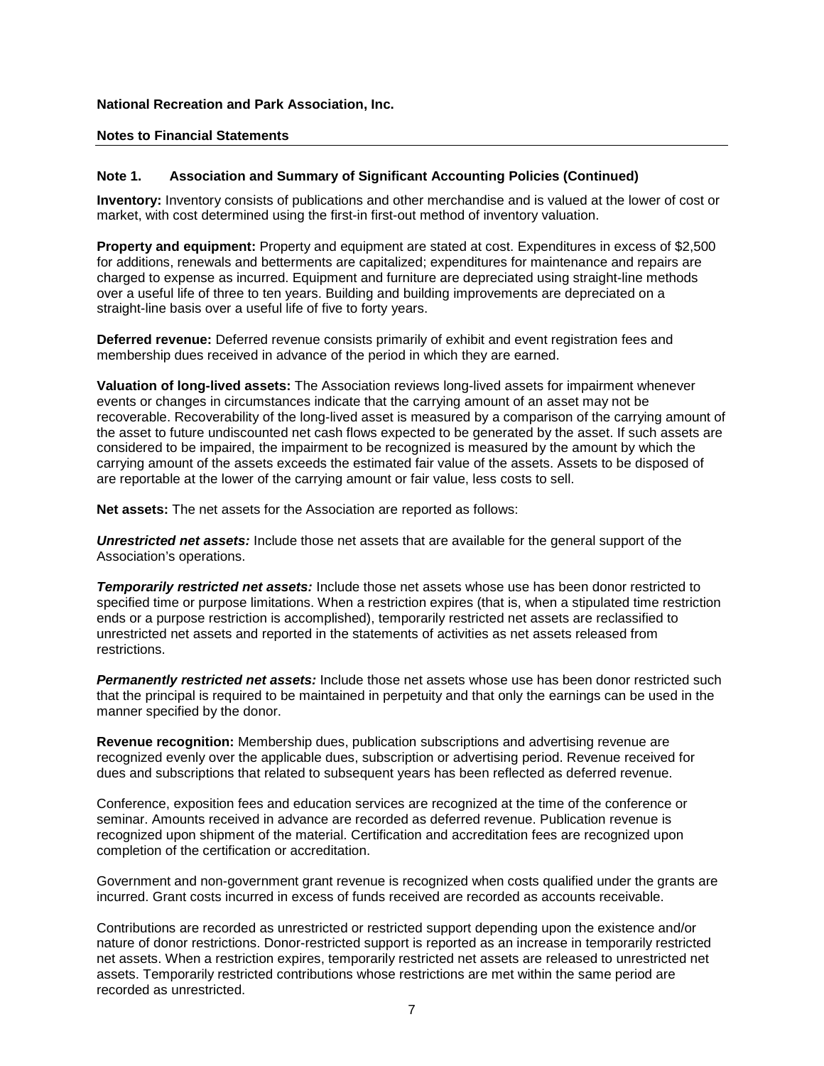**National Recreation and Park Association, Inc.**

**Notes to Financial Statements**

**Note 1. Association and Summary of Significant Accounting Policies (Continued)**

**Inventory:** Inventory consists of publications and other merchandise and is valued at the lower of cost or market, with cost determined using the first-in first-out method of inventory valuation.

**Property and equipment:** Property and equipment are stated at cost. Expenditures in excess of $2,500 for additions, renewals and betterments are capitalized; expenditures for maintenance and repairs are charged to expense as incurred. Equipment and furniture are depreciated using straight-line methods over a useful life of three to ten years. Building and building improvements are depreciated on a straight-line basis over a useful life of five to forty years.

**Deferred revenue:** Deferred revenue consists primarily of exhibit and event registration fees and membership dues received in advance of the period in which they are earned.

**Valuation of long-lived assets:** The Association reviews long-lived assets for impairment whenever events or changes in circumstances indicate that the carrying amount of an asset may not be recoverable. Recoverability of the long-lived asset is measured by a comparison of the carrying amount of the asset to future undiscounted net cash flows expected to be generated by the asset. If such assets are considered to be impaired, the impairment to be recognized is measured by the amount by which the carrying amount of the assets exceeds the estimated fair value of the assets. Assets to be disposed of are reportable at the lower of the carrying amount or fair value, less costs to sell.

**Net assets:** The net assets for the Association are reported as follows:

***Unrestricted net assets:*** Include those net assets that are available for the general support of the Association's operations.

***Temporarily restricted net assets:*** Include those net assets whose use has been donor restricted to specified time or purpose limitations. When a restriction expires (that is, when a stipulated time restriction ends or a purpose restriction is accomplished), temporarily restricted net assets are reclassified to unrestricted net assets and reported in the statements of activities as net assets released from restrictions.

***Permanently restricted net assets:*** Include those net assets whose use has been donor restricted such that the principal is required to be maintained in perpetuity and that only the earnings can be used in the manner specified by the donor.

**Revenue recognition:** Membership dues, publication subscriptions and advertising revenue are recognized evenly over the applicable dues, subscription or advertising period. Revenue received for dues and subscriptions that related to subsequent years has been reflected as deferred revenue.

Conference, exposition fees and education services are recognized at the time of the conference or seminar. Amounts received in advance are recorded as deferred revenue. Publication revenue is recognized upon shipment of the material. Certification and accreditation fees are recognized upon completion of the certification or accreditation.

Government and non-government grant revenue is recognized when costs qualified under the grants are incurred. Grant costs incurred in excess of funds received are recorded as accounts receivable.

Contributions are recorded as unrestricted or restricted support depending upon the existence and/or nature of donor restrictions. Donor-restricted support is reported as an increase in temporarily restricted net assets. When a restriction expires, temporarily restricted net assets are released to unrestricted net assets. Temporarily restricted contributions whose restrictions are met within the same period are recorded as unrestricted.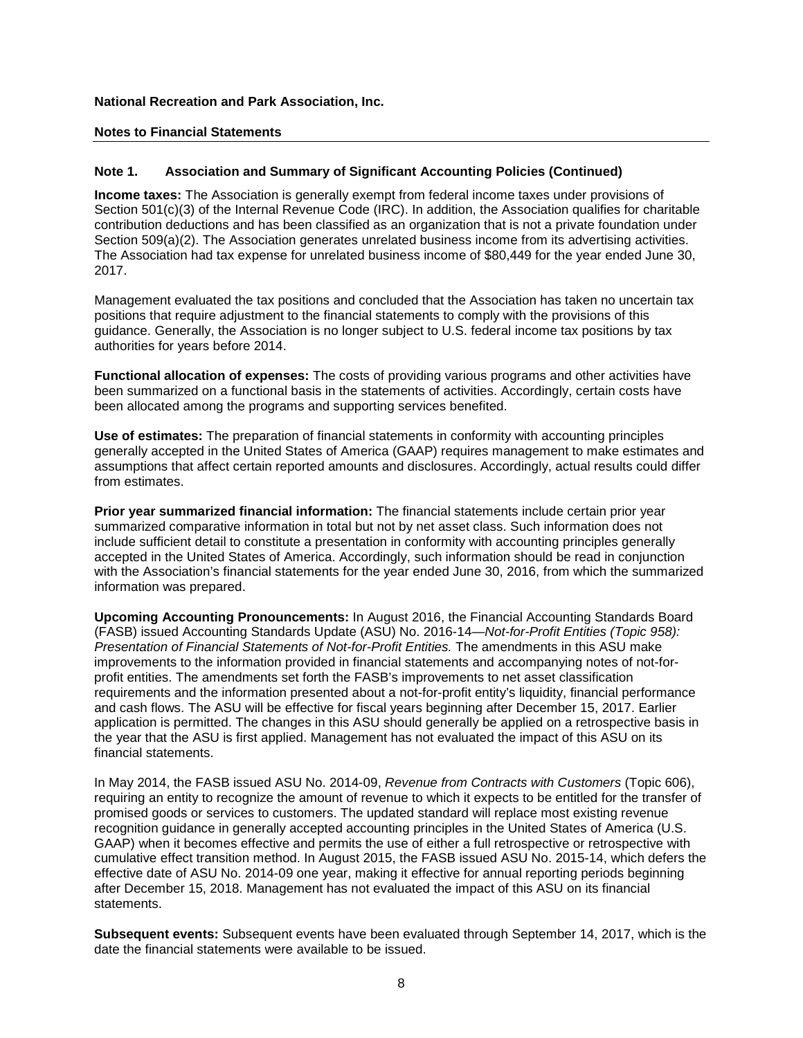**National Recreation and Park Association, Inc.**

**Notes to Financial Statements**

## Note 1. Association and Summary of Significant Accounting Policies (Continued)

**Income taxes:** The Association is generally exempt from federal income taxes under provisions of Section 501(c)(3) of the Internal Revenue Code (IRC). In addition, the Association qualifies for charitable contribution deductions and has been classified as an organization that is not a private foundation under Section 509(a)(2). The Association generates unrelated business income from its advertising activities. The Association had tax expense for unrelated business income of $80,449 for the year ended June 30, 2017.

Management evaluated the tax positions and concluded that the Association has taken no uncertain tax positions that require adjustment to the financial statements to comply with the provisions of this guidance. Generally, the Association is no longer subject to U.S. federal income tax positions by tax authorities for years before 2014.

**Functional allocation of expenses:** The costs of providing various programs and other activities have been summarized on a functional basis in the statements of activities. Accordingly, certain costs have been allocated among the programs and supporting services benefited.

**Use of estimates:** The preparation of financial statements in conformity with accounting principles generally accepted in the United States of America (GAAP) requires management to make estimates and assumptions that affect certain reported amounts and disclosures. Accordingly, actual results could differ from estimates.

**Prior year summarized financial information:** The financial statements include certain prior year summarized comparative information in total but not by net asset class. Such information does not include sufficient detail to constitute a presentation in conformity with accounting principles generally accepted in the United States of America. Accordingly, such information should be read in conjunction with the Association's financial statements for the year ended June 30, 2016, from which the summarized information was prepared.

**Upcoming Accounting Pronouncements:** In August 2016, the Financial Accounting Standards Board (FASB) issued Accounting Standards Update (ASU) No. 2016-14—*Not-for-Profit Entities (Topic 958): Presentation of Financial Statements of Not-for-Profit Entities.* The amendments in this ASU make improvements to the information provided in financial statements and accompanying notes of not-for-profit entities. The amendments set forth the FASB's improvements to net asset classification requirements and the information presented about a not-for-profit entity's liquidity, financial performance and cash flows. The ASU will be effective for fiscal years beginning after December 15, 2017. Earlier application is permitted. The changes in this ASU should generally be applied on a retrospective basis in the year that the ASU is first applied. Management has not evaluated the impact of this ASU on its financial statements.

In May 2014, the FASB issued ASU No. 2014-09, *Revenue from Contracts with Customers* (Topic 606), requiring an entity to recognize the amount of revenue to which it expects to be entitled for the transfer of promised goods or services to customers. The updated standard will replace most existing revenue recognition guidance in generally accepted accounting principles in the United States of America (U.S. GAAP) when it becomes effective and permits the use of either a full retrospective or retrospective with cumulative effect transition method. In August 2015, the FASB issued ASU No. 2015-14, which defers the effective date of ASU No. 2014-09 one year, making it effective for annual reporting periods beginning after December 15, 2018. Management has not evaluated the impact of this ASU on its financial statements.

**Subsequent events:** Subsequent events have been evaluated through September 14, 2017, which is the date the financial statements were available to be issued.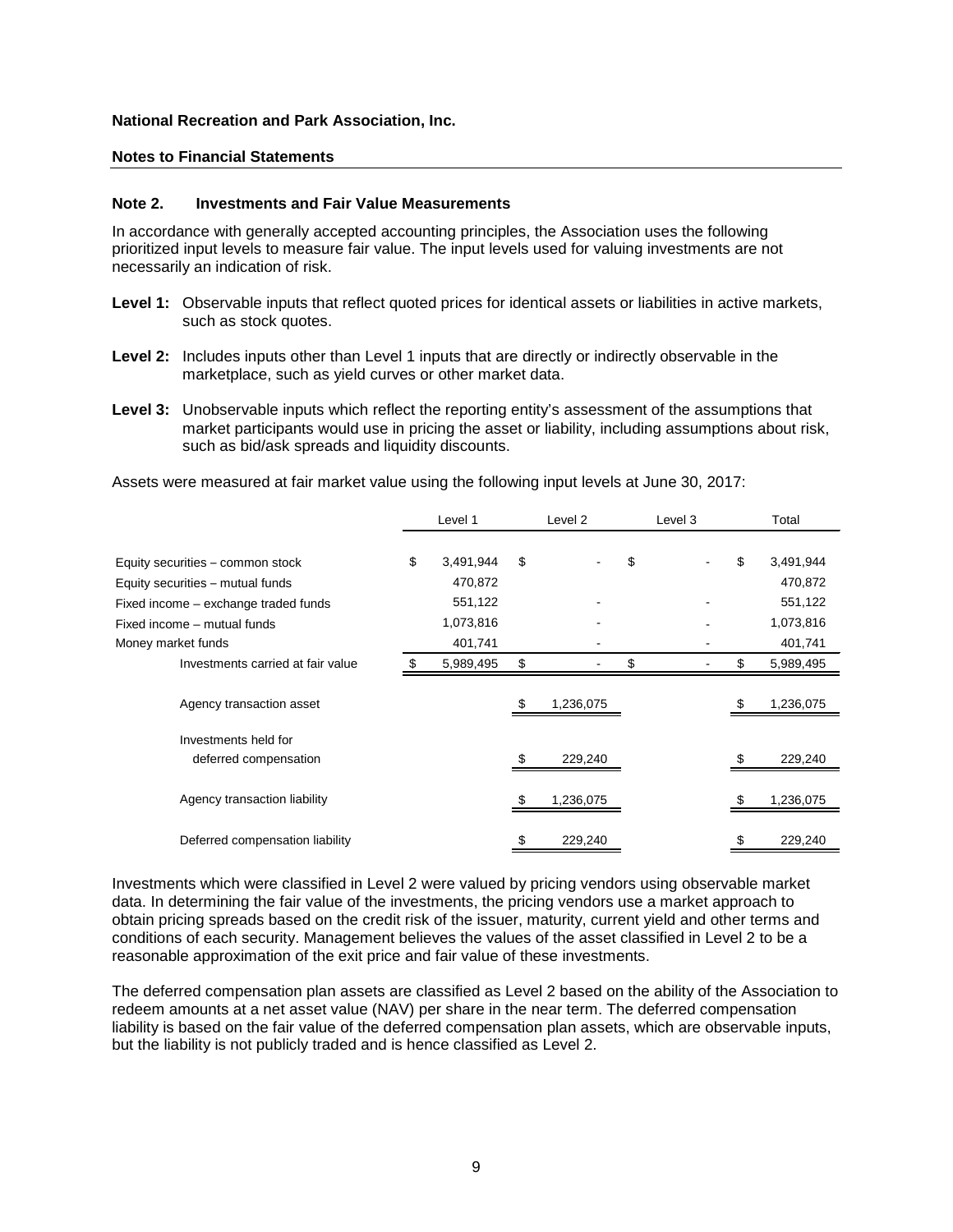**National Recreation and Park Association, Inc.**

**Notes to Financial Statements**

## Note 2. Investments and Fair Value Measurements

In accordance with generally accepted accounting principles, the Association uses the following prioritized input levels to measure fair value. The input levels used for valuing investments are not necessarily an indication of risk.

**Level 1:** Observable inputs that reflect quoted prices for identical assets or liabilities in active markets, such as stock quotes.

**Level 2:** Includes inputs other than Level 1 inputs that are directly or indirectly observable in the marketplace, such as yield curves or other market data.

**Level 3:** Unobservable inputs which reflect the reporting entity's assessment of the assumptions that market participants would use in pricing the asset or liability, including assumptions about risk, such as bid/ask spreads and liquidity discounts.

Assets were measured at fair market value using the following input levels at June 30, 2017:

| | Level 1 | Level 2 | Level 3 | Total |
|---|---|---|---|---|
| Equity securities – common stock | $ 3,491,944 | $ - | $ - | $ 3,491,944 |
| Equity securities – mutual funds | 470,872 | | | 470,872 |
| Fixed income – exchange traded funds | 551,122 | - | - | 551,122 |
| Fixed income – mutual funds | 1,073,816 | - | - | 1,073,816 |
| Money market funds | 401,741 | - | - | 401,741 |
| Investments carried at fair value | $ 5,989,495 | $ - | $ - | $ 5,989,495 |
| Agency transaction asset | | $ 1,236,075 | | $ 1,236,075 |
| Investments held for deferred compensation | | $ 229,240 | | $ 229,240 |
| Agency transaction liability | | $ 1,236,075 | | $ 1,236,075 |
| Deferred compensation liability | | $ 229,240 | | $ 229,240 |

Investments which were classified in Level 2 were valued by pricing vendors using observable market data. In determining the fair value of the investments, the pricing vendors use a market approach to obtain pricing spreads based on the credit risk of the issuer, maturity, current yield and other terms and conditions of each security. Management believes the values of the asset classified in Level 2 to be a reasonable approximation of the exit price and fair value of these investments.

The deferred compensation plan assets are classified as Level 2 based on the ability of the Association to redeem amounts at a net asset value (NAV) per share in the near term. The deferred compensation liability is based on the fair value of the deferred compensation plan assets, which are observable inputs, but the liability is not publicly traded and is hence classified as Level 2.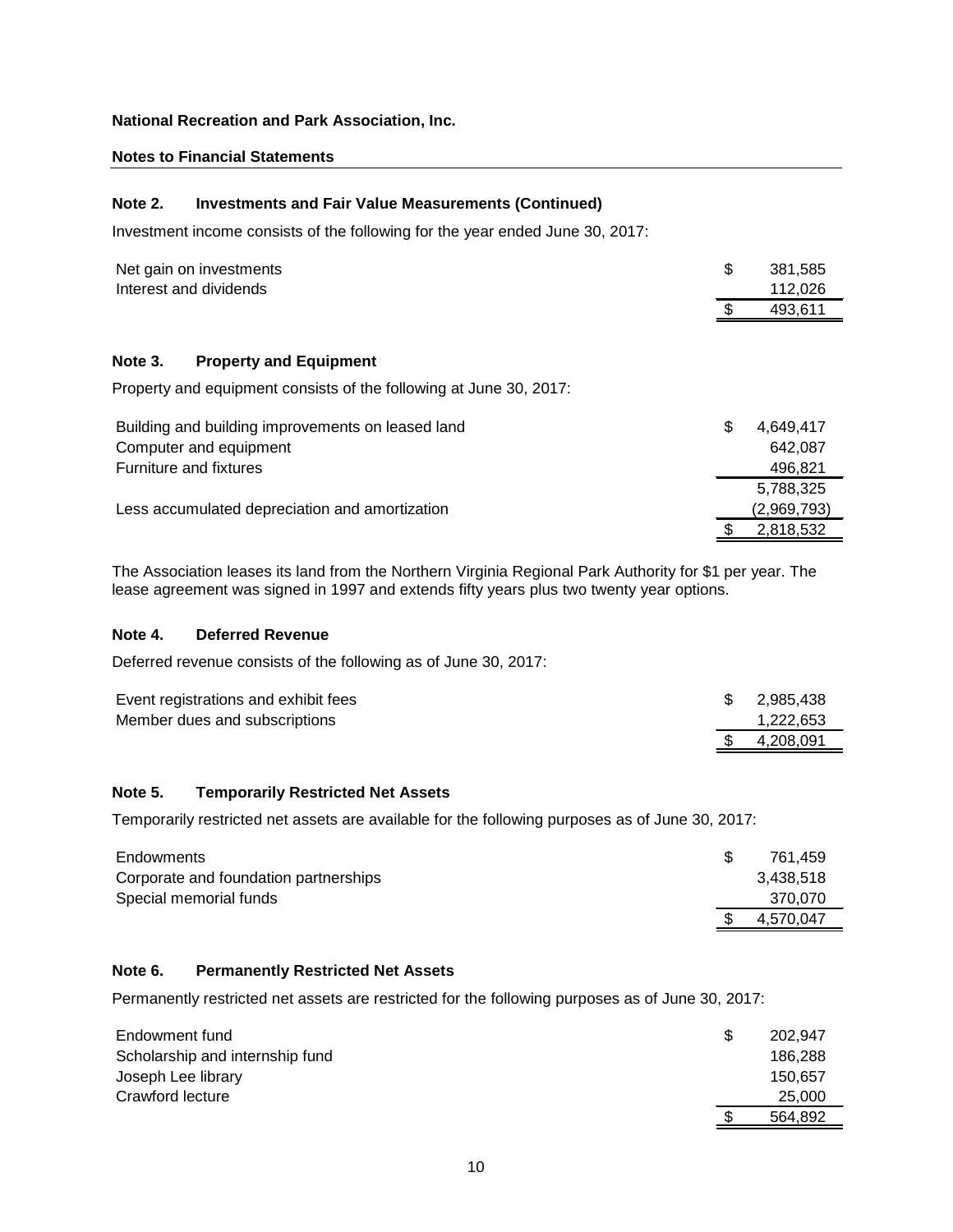**National Recreation and Park Association, Inc.**

**Notes to Financial Statements**

### Note 2. Investments and Fair Value Measurements (Continued)

Investment income consists of the following for the year ended June 30, 2017:

| | |
|---|---|
| Net gain on investments | $ 381,585 |
| Interest and dividends | 112,026 |
| | $ 493,611 |

### Note 3. Property and Equipment

Property and equipment consists of the following at June 30, 2017:

| | |
|---|---|
| Building and building improvements on leased land | $ 4,649,417 |
| Computer and equipment | 642,087 |
| Furniture and fixtures | 496,821 |
| | 5,788,325 |
| Less accumulated depreciation and amortization | (2,969,793) |
| | $ 2,818,532 |

The Association leases its land from the Northern Virginia Regional Park Authority for $1 per year. The lease agreement was signed in 1997 and extends fifty years plus two twenty year options.

### Note 4. Deferred Revenue

Deferred revenue consists of the following as of June 30, 2017:

| | |
|---|---|
| Event registrations and exhibit fees | $ 2,985,438 |
| Member dues and subscriptions | 1,222,653 |
| | $ 4,208,091 |

### Note 5. Temporarily Restricted Net Assets

Temporarily restricted net assets are available for the following purposes as of June 30, 2017:

| | |
|---|---|
| Endowments | $ 761,459 |
| Corporate and foundation partnerships | 3,438,518 |
| Special memorial funds | 370,070 |
| | $ 4,570,047 |

### Note 6. Permanently Restricted Net Assets

Permanently restricted net assets are restricted for the following purposes as of June 30, 2017:

| | |
|---|---|
| Endowment fund | $ 202,947 |
| Scholarship and internship fund | 186,288 |
| Joseph Lee library | 150,657 |
| Crawford lecture | 25,000 |
| | $ 564,892 |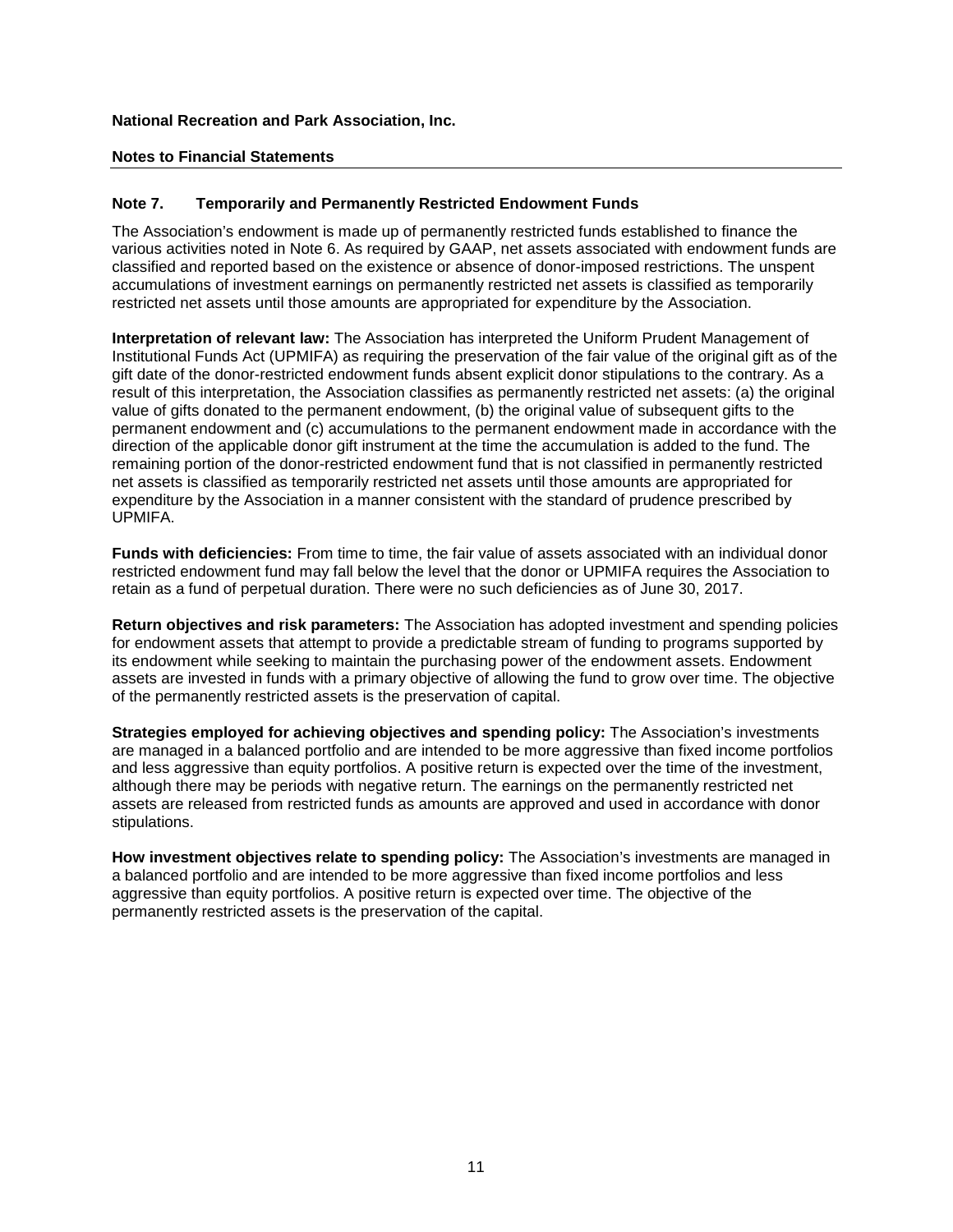**National Recreation and Park Association, Inc.**

**Notes to Financial Statements**

## Note 7. Temporarily and Permanently Restricted Endowment Funds

The Association's endowment is made up of permanently restricted funds established to finance the various activities noted in Note 6. As required by GAAP, net assets associated with endowment funds are classified and reported based on the existence or absence of donor-imposed restrictions. The unspent accumulations of investment earnings on permanently restricted net assets is classified as temporarily restricted net assets until those amounts are appropriated for expenditure by the Association.

**Interpretation of relevant law:** The Association has interpreted the Uniform Prudent Management of Institutional Funds Act (UPMIFA) as requiring the preservation of the fair value of the original gift as of the gift date of the donor-restricted endowment funds absent explicit donor stipulations to the contrary. As a result of this interpretation, the Association classifies as permanently restricted net assets: (a) the original value of gifts donated to the permanent endowment, (b) the original value of subsequent gifts to the permanent endowment and (c) accumulations to the permanent endowment made in accordance with the direction of the applicable donor gift instrument at the time the accumulation is added to the fund. The remaining portion of the donor-restricted endowment fund that is not classified in permanently restricted net assets is classified as temporarily restricted net assets until those amounts are appropriated for expenditure by the Association in a manner consistent with the standard of prudence prescribed by UPMIFA.

**Funds with deficiencies:** From time to time, the fair value of assets associated with an individual donor restricted endowment fund may fall below the level that the donor or UPMIFA requires the Association to retain as a fund of perpetual duration. There were no such deficiencies as of June 30, 2017.

**Return objectives and risk parameters:** The Association has adopted investment and spending policies for endowment assets that attempt to provide a predictable stream of funding to programs supported by its endowment while seeking to maintain the purchasing power of the endowment assets. Endowment assets are invested in funds with a primary objective of allowing the fund to grow over time. The objective of the permanently restricted assets is the preservation of capital.

**Strategies employed for achieving objectives and spending policy:** The Association's investments are managed in a balanced portfolio and are intended to be more aggressive than fixed income portfolios and less aggressive than equity portfolios. A positive return is expected over the time of the investment, although there may be periods with negative return. The earnings on the permanently restricted net assets are released from restricted funds as amounts are approved and used in accordance with donor stipulations.

**How investment objectives relate to spending policy:** The Association's investments are managed in a balanced portfolio and are intended to be more aggressive than fixed income portfolios and less aggressive than equity portfolios. A positive return is expected over time. The objective of the permanently restricted assets is the preservation of the capital.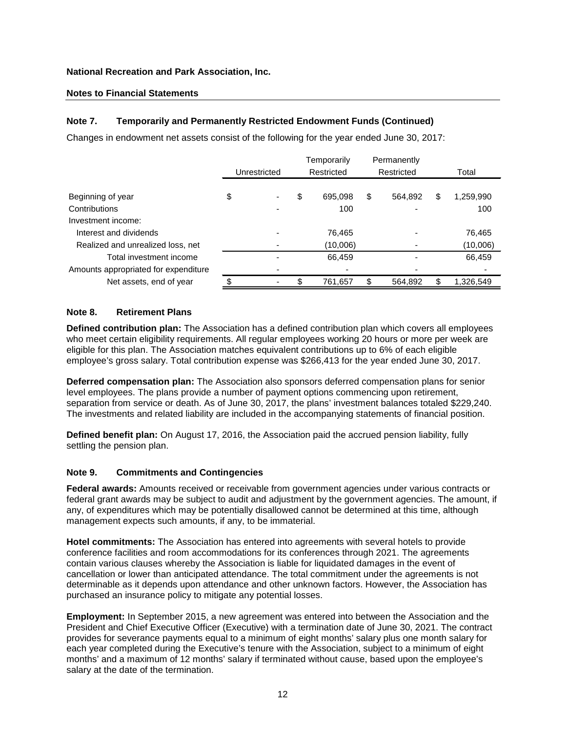**National Recreation and Park Association, Inc.**

**Notes to Financial Statements**

### Note 7. Temporarily and Permanently Restricted Endowment Funds (Continued)

Changes in endowment net assets consist of the following for the year ended June 30, 2017:

| | Unrestricted | Temporarily Restricted | Permanently Restricted | Total |
|---|---|---|---|---|
| Beginning of year | $ - | $ 695,098 | $ 564,892 | $ 1,259,990 |
| Contributions | - | 100 | - | 100 |
| Investment income: | | | | |
| Interest and dividends | - | 76,465 | - | 76,465 |
| Realized and unrealized loss, net | - | (10,006) | - | (10,006) |
| Total investment income | - | 66,459 | - | 66,459 |
| Amounts appropriated for expenditure | - | - | - | - |
| Net assets, end of year | $ - | $ 761,657 | $ 564,892 | $ 1,326,549 |

### Note 8. Retirement Plans

**Defined contribution plan:** The Association has a defined contribution plan which covers all employees who meet certain eligibility requirements. All regular employees working 20 hours or more per week are eligible for this plan. The Association matches equivalent contributions up to 6% of each eligible employee's gross salary. Total contribution expense was $266,413 for the year ended June 30, 2017.

**Deferred compensation plan:** The Association also sponsors deferred compensation plans for senior level employees. The plans provide a number of payment options commencing upon retirement, separation from service or death. As of June 30, 2017, the plans' investment balances totaled $229,240. The investments and related liability are included in the accompanying statements of financial position.

**Defined benefit plan:** On August 17, 2016, the Association paid the accrued pension liability, fully settling the pension plan.

### Note 9. Commitments and Contingencies

**Federal awards:** Amounts received or receivable from government agencies under various contracts or federal grant awards may be subject to audit and adjustment by the government agencies. The amount, if any, of expenditures which may be potentially disallowed cannot be determined at this time, although management expects such amounts, if any, to be immaterial.

**Hotel commitments:** The Association has entered into agreements with several hotels to provide conference facilities and room accommodations for its conferences through 2021. The agreements contain various clauses whereby the Association is liable for liquidated damages in the event of cancellation or lower than anticipated attendance. The total commitment under the agreements is not determinable as it depends upon attendance and other unknown factors. However, the Association has purchased an insurance policy to mitigate any potential losses.

**Employment:** In September 2015, a new agreement was entered into between the Association and the President and Chief Executive Officer (Executive) with a termination date of June 30, 2021. The contract provides for severance payments equal to a minimum of eight months' salary plus one month salary for each year completed during the Executive's tenure with the Association, subject to a minimum of eight months' and a maximum of 12 months' salary if terminated without cause, based upon the employee's salary at the date of the termination.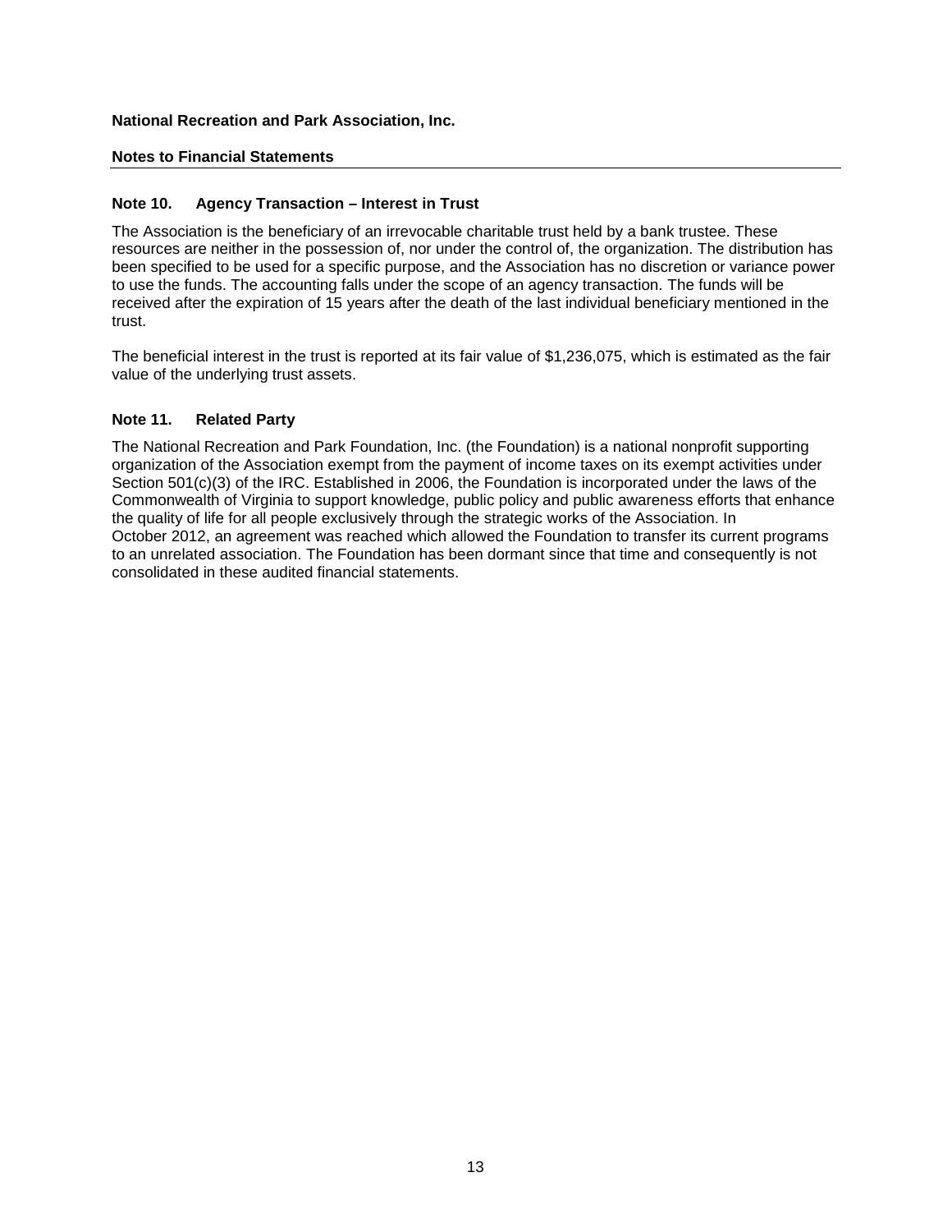**National Recreation and Park Association, Inc.**

**Notes to Financial Statements**

### Note 10. Agency Transaction – Interest in Trust

The Association is the beneficiary of an irrevocable charitable trust held by a bank trustee. These resources are neither in the possession of, nor under the control of, the organization. The distribution has been specified to be used for a specific purpose, and the Association has no discretion or variance power to use the funds. The accounting falls under the scope of an agency transaction. The funds will be received after the expiration of 15 years after the death of the last individual beneficiary mentioned in the trust.

The beneficial interest in the trust is reported at its fair value of $1,236,075, which is estimated as the fair value of the underlying trust assets.

### Note 11. Related Party

The National Recreation and Park Foundation, Inc. (the Foundation) is a national nonprofit supporting organization of the Association exempt from the payment of income taxes on its exempt activities under Section 501(c)(3) of the IRC. Established in 2006, the Foundation is incorporated under the laws of the Commonwealth of Virginia to support knowledge, public policy and public awareness efforts that enhance the quality of life for all people exclusively through the strategic works of the Association. In October 2012, an agreement was reached which allowed the Foundation to transfer its current programs to an unrelated association. The Foundation has been dormant since that time and consequently is not consolidated in these audited financial statements.